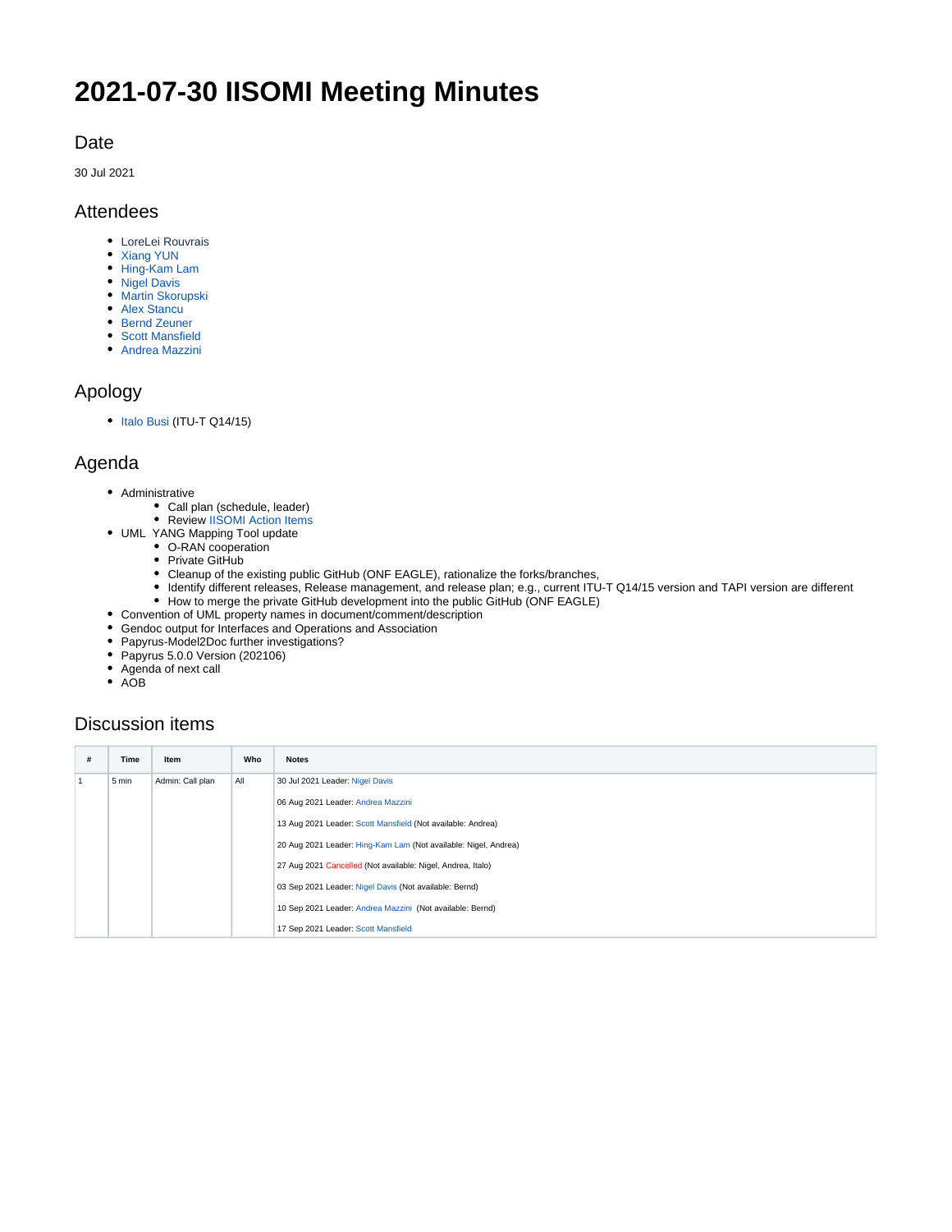# 2021-07-30 IISOMI Meeting Minutes

## Date

30 Jul 2021

## Attendees

- LoreLei Rouvrais
- Xiang YUN
- Hing-Kam Lam
- Nigel Davis
- Martin Skorupski
- Alex Stancu
- Bernd Zeuner
- Scott Mansfield
- Andrea Mazzini

## Apology

- Italo Busi (ITU-T Q14/15)

## Agenda

- Administrative
  - Call plan (schedule, leader)
  - Review IISOMI Action Items
- UML YANG Mapping Tool update
  - O-RAN cooperation
  - Private GitHub
  - Cleanup of the existing public GitHub (ONF EAGLE), rationalize the forks/branches,
  - Identify different releases, Release management, and release plan; e.g., current ITU-T Q14/15 version and TAPI version are different
  - How to merge the private GitHub development into the public GitHub (ONF EAGLE)
- Convention of UML property names in document/comment/description
- Gendoc output for Interfaces and Operations and Association
- Papyrus-Model2Doc further investigations?
- Papyrus 5.0.0 Version (202106)
- Agenda of next call
- AOB

## Discussion items

| # | Time | Item | Who | Notes |
|---|---|---|---|---|
| 1 | 5 min | Admin: Call plan | All | 30 Jul 2021 Leader: Nigel Davis<br><br>06 Aug 2021 Leader: Andrea Mazzini<br><br>13 Aug 2021 Leader: Scott Mansfield (Not available: Andrea)<br><br>20 Aug 2021 Leader: Hing-Kam Lam (Not available: Nigel, Andrea)<br><br>27 Aug 2021 Cancelled (Not available: Nigel, Andrea, Italo)<br><br>03 Sep 2021 Leader: Nigel Davis (Not available: Bernd)<br><br>10 Sep 2021 Leader: Andrea Mazzini (Not available: Bernd)<br><br>17 Sep 2021 Leader: Scott Mansfield |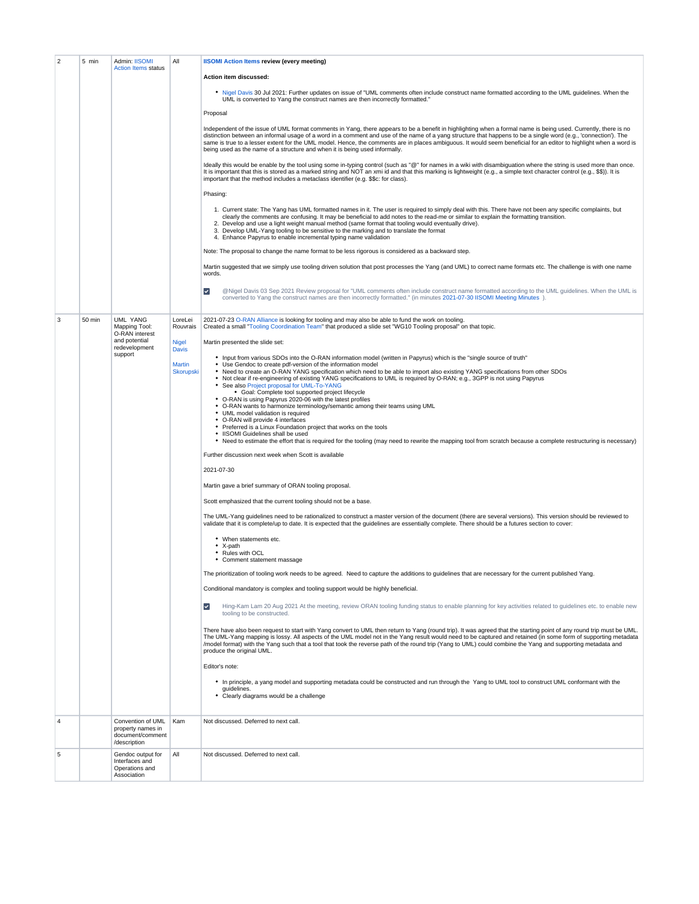| 2 | 5 min | Admin: IISOMI Action Items status | All | **IISOMI Action Items review (every meeting)**<br><br>**Action item discussed:**<br><br>• Nigel Davis 30 Jul 2021: Further updates on issue of "UML comments often include construct name formatted according to the UML guidelines. When the UML is converted to Yang the construct names are then incorrectly formatted."<br><br>Proposal<br><br>Independent of the issue of UML format comments in Yang, there appears to be a benefit in highlighting when a formal name is being used. Currently, there is no distinction between an informal usage of a word in a comment and use of the name of a yang structure that happens to be a single word (e.g., 'connection'). The same is true to a lesser extent for the UML model. Hence, the comments are in places ambiguous. It would seem beneficial for an editor to highlight when a word is being used as the name of a structure and when it is being used informally.<br><br>Ideally this would be enable by the tool using some in-typing control (such as "@" for names in a wiki with disambiguation where the string is used more than once. It is important that this is stored as a marked string and NOT an xmi id and that this marking is lightweight (e.g., a simple text character control (e.g., $$)). It is important that the method includes a metaclass identifier (e.g. $$c: for class).<br><br>Phasing:<br><br>1. Current state: The Yang has UML formatted names in it. The user is required to simply deal with this. There have not been any specific complaints, but clearly the comments are confusing. It may be beneficial to add notes to the read-me or similar to explain the formatting transition.<br>2. Develop and use a light weight manual method (same format that tooling would eventually drive).<br>3. Develop UML-Yang tooling to be sensitive to the marking and to translate the format<br>4. Enhance Papyrus to enable incremental typing name validation<br><br>Note: The proposal to change the name format to be less rigorous is considered as a backward step.<br><br>Martin suggested that we simply use tooling driven solution that post processes the Yang (and UML) to correct name formats etc. The challenge is with one name words.<br><br>☑ @Nigel Davis 03 Sep 2021 Review proposal for "UML comments often include construct name formatted according to the UML guidelines. When the UML is converted to Yang the construct names are then incorrectly formatted." (in minutes 2021-07-30 IISOMI Meeting Minutes ). |
|---|---|---|---|---|
| 3 | 50 min | UML YANG Mapping Tool: O-RAN interest and potential redevelopment support | LoreLei Rouvrais<br><br>Nigel Davis<br><br>Martin Skorupski | 2021-07-23 O-RAN Alliance is looking for tooling and may also be able to fund the work on tooling.<br>Created a small "Tooling Coordination Team" that produced a slide set "WG10 Tooling proposal" on that topic.<br><br>Martin presented the slide set:<br><br>• Input from various SDOs into the O-RAN information model (written in Papyrus) which is the "single source of truth"<br>• Use Gendoc to create pdf-version of the information model<br>• Need to create an O-RAN YANG specification which need to be able to import also existing YANG specifications from other SDOs<br>• Not clear if re-engineering of existing YANG specifications to UML is required by O-RAN; e.g., 3GPP is not using Papyrus<br>• See also Project proposal for UML-To-YANG<br>&nbsp;&nbsp;&nbsp;&nbsp;• Goal: Complete tool supported project lifecycle<br>• O-RAN is using Papyrus 2020-06 with the latest profiles<br>• O-RAN wants to harmonize terminology/semantic among their teams using UML<br>• UML model validation is required<br>• O-RAN will provide 4 interfaces<br>• Preferred is a Linux Foundation project that works on the tools<br>• IISOMI Guidelines shall be used<br>• Need to estimate the effort that is required for the tooling (may need to rewrite the mapping tool from scratch because a complete restructuring is necessary)<br><br>Further discussion next week when Scott is available<br><br>2021-07-30<br><br>Martin gave a brief summary of ORAN tooling proposal.<br><br>Scott emphasized that the current tooling should not be a base.<br><br>The UML-Yang guidelines need to be rationalized to construct a master version of the document (there are several versions). This version should be reviewed to validate that it is complete/up to date. It is expected that the guidelines are essentially complete. There should be a futures section to cover:<br><br>• When statements etc.<br>• X-path<br>• Rules with OCL<br>• Comment statement massage<br><br>The prioritization of tooling work needs to be agreed. Need to capture the additions to guidelines that are necessary for the current published Yang.<br><br>Conditional mandatory is complex and tooling support would be highly beneficial.<br><br>☑ Hing-Kam Lam 20 Aug 2021 At the meeting, review ORAN tooling funding status to enable planning for key activities related to guidelines etc. to enable new tooling to be constructed.<br><br>There have also been request to start with Yang convert to UML then return to Yang (round trip). It was agreed that the starting point of any round trip must be UML. The UML-Yang mapping is lossy. All aspects of the UML model not in the Yang result would need to be captured and retained (in some form of supporting metadata /model format) with the Yang such that a tool that took the reverse path of the round trip (Yang to UML) could combine the Yang and supporting metadata and produce the original UML.<br><br>Editor's note:<br><br>• In principle, a yang model and supporting metadata could be constructed and run through the Yang to UML tool to construct UML conformant with the guidelines.<br>• Clearly diagrams would be a challenge |
| 4 | | Convention of UML property names in document/comment /description | Kam | Not discussed. Deferred to next call. |
| 5 | | Gendoc output for Interfaces and Operations and Association | All | Not discussed. Deferred to next call. |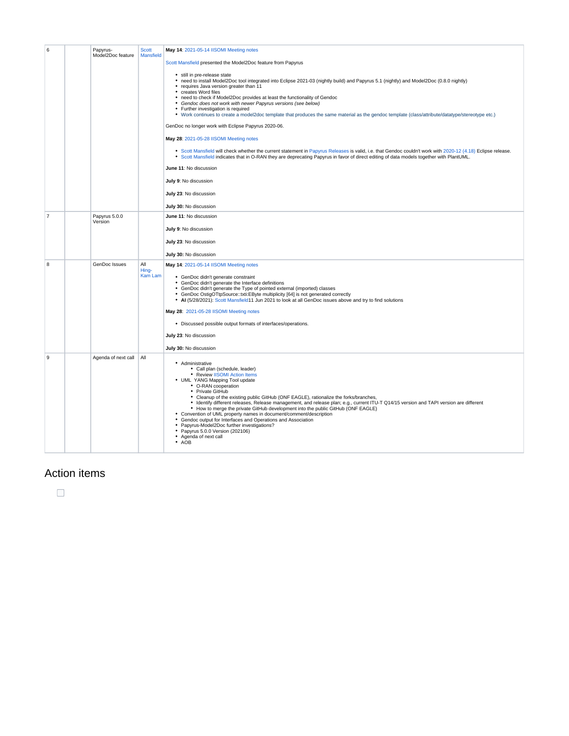| | | | | |
|---|---|---|---|---|
| 6 | | Papyrus-Model2Doc feature | Scott Mansfield | **May 14**: 2021-05-14 IISOMI Meeting notes<br><br>Scott Mansfield presented the Model2Doc feature from Papyrus<br><br>• still in pre-release state<br>• need to install Model2Doc tool integrated into Eclipse 2021-03 (nightly build) and Papyrus 5.1 (nightly) and Model2Doc (0.8.0 nightly)<br>• requires Java version greater than 11<br>• creates Word files<br>• need to check if Model2Doc provides at least the functionality of Gendoc<br>• *Gendoc does not work with newer Papyrus versions (see below)*<br>• Further investigation is required<br>• Work continues to create a model2doc template that produces the same material as the gendoc template (class/attribute/datatype/stereotype etc.)<br><br>GenDoc no longer work with Eclipse Papyrus 2020-06.<br><br>**May 28**: 2021-05-28 IISOMI Meeting notes<br><br>• Scott Mansfield will check whether the current statement in Papyrus Releases is valid, i.e. that Gendoc couldn't work with 2020-12 (4.18) Eclipse release.<br>• Scott Mansfield indicates that in O-RAN they are deprecating Papyrus in favor of direct editing of data models together with PlantUML.<br><br>**June 11**: No discussion<br><br>**July 9**: No discussion<br><br>**July 23**: No discussion<br><br>**July 30:** No discussion |
| 7 | | Papyrus 5.0.0 Version | | **June 11**: No discussion<br><br>**July 9**: No discussion<br><br>**July 23**: No discussion<br><br>**July 30:** No discussion |
| 8 | | GenDoc Issues | All<br>Hing-Kam Lam | **May 14**: 2021-05-14 IISOMI Meeting notes<br><br>• GenDoc didn't generate constraint<br>• GenDoc didn't generate the Interface definitions<br>• GenDoc didn't generate the Type of pointed external (imported) classes<br>• GenDoc OstigOTtpSource::txti:EByte multiplicity [64] is not generated correctly<br>• **AI** (5/28/2021): Scott Mansfield11 Jun 2021 to look at all GenDoc issues above and try to find solutions<br><br>**May 28**: 2021-05-28 IISOMI Meeting notes<br><br>• Discussed possible output formats of interfaces/operations.<br><br>**July 23**: No discussion<br><br>**July 30:** No discussion |
| 9 | | Agenda of next call | All | • Administrative<br>&nbsp;&nbsp;• Call plan (schedule, leader)<br>&nbsp;&nbsp;• Review IISOMI Action Items<br>• UML YANG Mapping Tool update<br>&nbsp;&nbsp;• O-RAN cooperation<br>&nbsp;&nbsp;• Private GitHub<br>&nbsp;&nbsp;• Cleanup of the existing public GitHub (ONF EAGLE), rationalize the forks/branches,<br>&nbsp;&nbsp;• Identify different releases, Release management, and release plan; e.g., current ITU-T Q14/15 version and TAPI version are different<br>&nbsp;&nbsp;• How to merge the private GitHub development into the public GitHub (ONF EAGLE)<br>• Convention of UML property names in document/comment/description<br>• Gendoc output for Interfaces and Operations and Association<br>• Papyrus-Model2Doc further investigations?<br>• Papyrus 5.0.0 Version (202106)<br>• Agenda of next call<br>• AOB |

## Action items

- [ ]